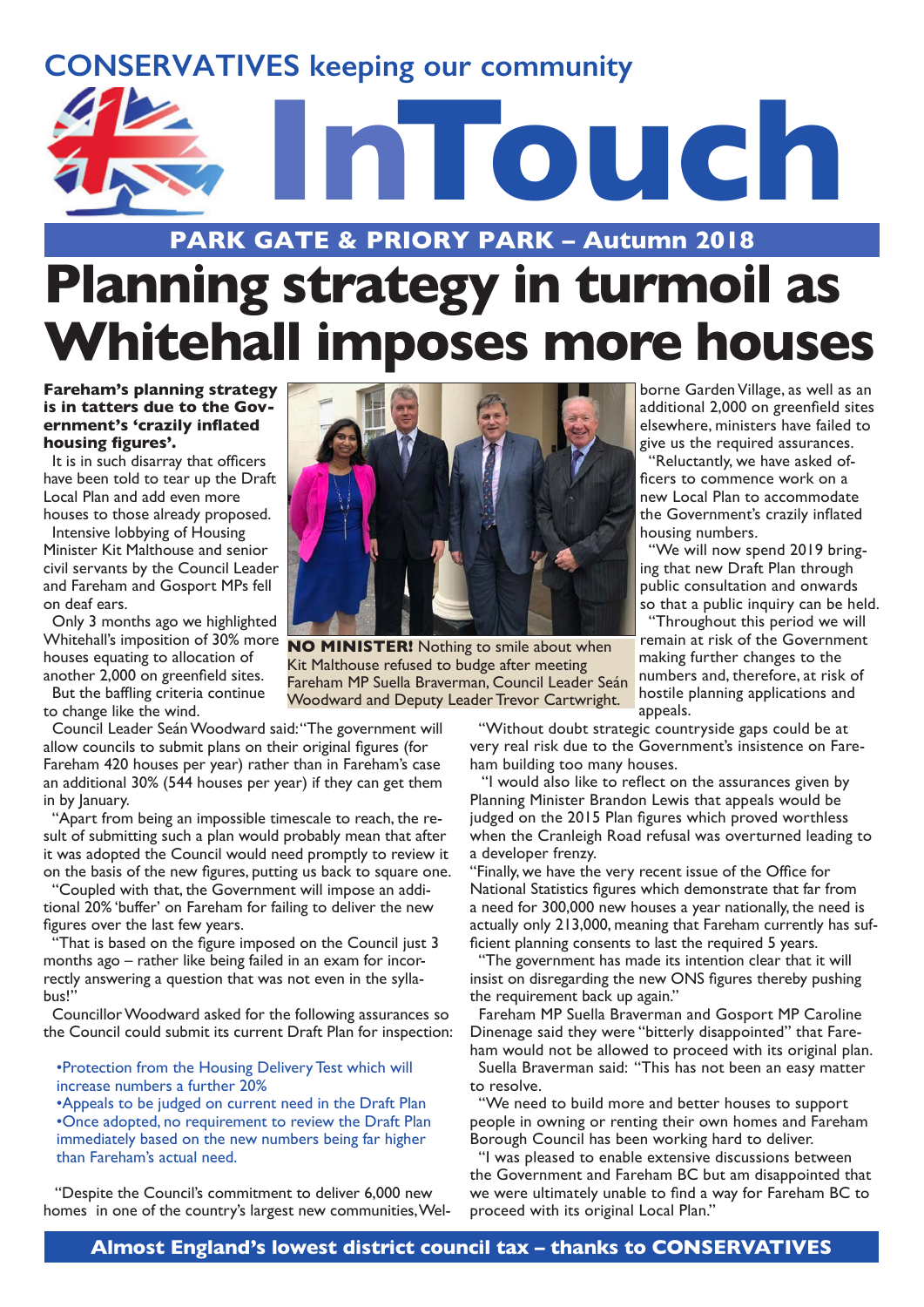CONSERVATIVES keeping our community

# InTouch

## PARK GATE & PRIORY PARK – Autumn 2018

# Planning strategy in turmoil as Whitehall imposes more houses

**Fareham's planning strategy is in tatters due to the Government's 'crazily inflated housing figures'.**

It is in such disarray that officers have been told to tear up the Draft Local Plan and add even more houses to those already proposed.

Intensive lobbying of Housing Minister Kit Malthouse and senior civil servants by the Council Leader and Fareham and Gosport MPs fell on deaf ears.

Only 3 months ago we highlighted Whitehall's imposition of 30% more houses equating to allocation of another 2,000 on greenfield sites.

But the baffling criteria continue to change like the wind.

**NO MINISTER!** Nothing to smile about when Kit Malthouse refused to budge after meeting Fareham MP Suella Braverman, Council Leader Seán Woodward and Deputy Leader Trevor Cartwright.

Council Leader Seán Woodward said: "The government will allow councils to submit plans on their original figures (for Fareham 420 houses per year) rather than in Fareham's case an additional 30% (544 houses per year) if they can get them in by January.

"Apart from being an impossible timescale to reach, the result of submitting such a plan would probably mean that after it was adopted the Council would need promptly to review it on the basis of the new figures, putting us back to square one.

"Coupled with that, the Government will impose an additional 20% 'buffer' on Fareham for failing to deliver the new figures over the last few years.

"That is based on the figure imposed on the Council just 3 months ago – rather like being failed in an exam for incorrectly answering a question that was not even in the syllabus!"

Councillor Woodward asked for the following assurances so the Council could submit its current Draft Plan for inspection:

- Protection from the Housing Delivery Test which will increase numbers a further 20%
- Appeals to be judged on current need in the Draft Plan
- Once adopted, no requirement to review the Draft Plan immediately based on the new numbers being far higher than Fareham's actual need.

"Despite the Council's commitment to deliver 6,000 new homes in one of the country's largest new communities, Welborne Garden Village, as well as an additional 2,000 on greenfield sites elsewhere, ministers have failed to give us the required assurances.

"Reluctantly, we have asked officers to commence work on a new Local Plan to accommodate the Government's crazily inflated housing numbers.

"We will now spend 2019 bringing that new Draft Plan through public consultation and onwards so that a public inquiry can be held.

"Throughout this period we will remain at risk of the Government making further changes to the numbers and, therefore, at risk of hostile planning applications and appeals.

"Without doubt strategic countryside gaps could be at very real risk due to the Government's insistence on Fareham building too many houses.

"I would also like to reflect on the assurances given by Planning Minister Brandon Lewis that appeals would be judged on the 2015 Plan figures which proved worthless when the Cranleigh Road refusal was overturned leading to a developer frenzy.

"Finally, we have the very recent issue of the Office for National Statistics figures which demonstrate that far from a need for 300,000 new houses a year nationally, the need is actually only 213,000, meaning that Fareham currently has sufficient planning consents to last the required 5 years.

"The government has made its intention clear that it will insist on disregarding the new ONS figures thereby pushing the requirement back up again."

Fareham MP Suella Braverman and Gosport MP Caroline Dinenage said they were "bitterly disappointed" that Fareham would not be allowed to proceed with its original plan.

Suella Braverman said: "This has not been an easy matter to resolve.

"We need to build more and better houses to support people in owning or renting their own homes and Fareham Borough Council has been working hard to deliver.

"I was pleased to enable extensive discussions between the Government and Fareham BC but am disappointed that we were ultimately unable to find a way for Fareham BC to proceed with its original Local Plan."

**Almost England's lowest district council tax – thanks to CONSERVATIVES**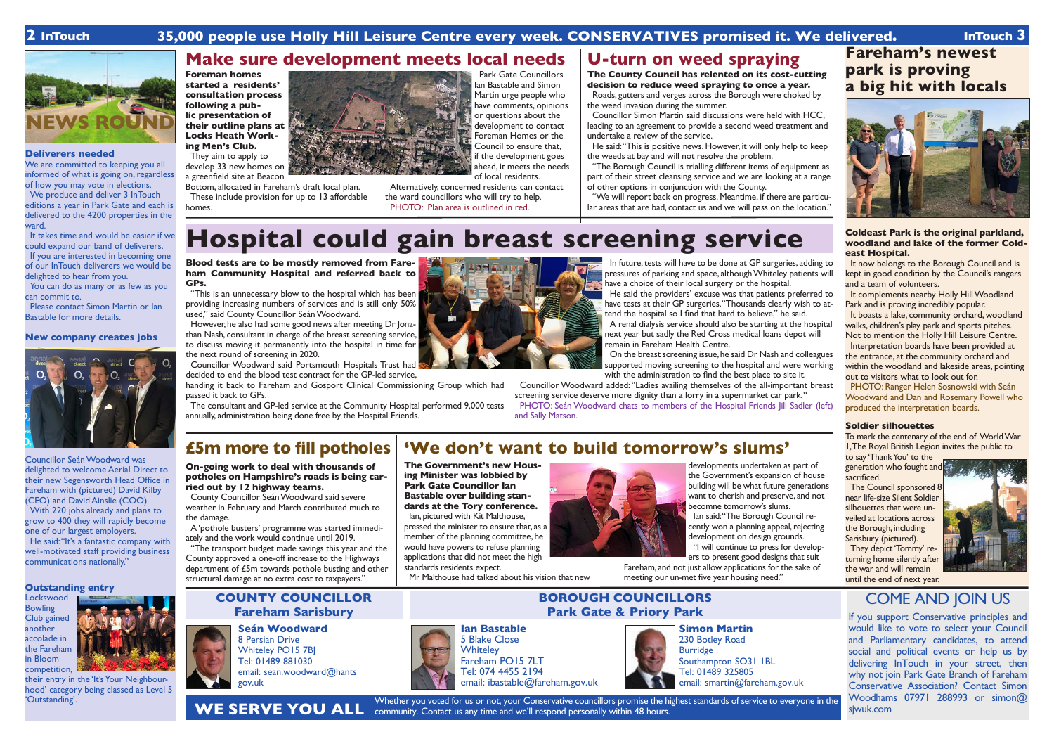35,000 people use Holly Hill Leisure Centre every week. CONSERVATIVES promised it. We delivered.

## NEWS ROUND

### Deliverers needed

We are committed to keeping you all informed of what is going on, regardless of how you may vote in elections.

We produce and deliver 3 InTouch editions a year in Park Gate and each is delivered to the 4200 properties in the ward.

It takes time and would be easier if we could expand our band of deliverers.

If you are interested in becoming one of our InTouch deliverers we would be delighted to hear from you.

You can do as many or as few as you can commit to.

Please contact Simon Martin or Ian Bastable for more details.

### New company creates jobs

Councillor Seán Woodward was delighted to welcome Aerial Direct to their new Segensworth Head Office in Fareham with (pictured) David Kilby (CEO) and David Ainslie (COO).

With 220 jobs already and plans to grow to 400 they will rapidly become one of our largest employers.

He said: "It's a fantastic company with well-motivated staff providing business communications nationally."

### Outstanding entry

Lockswood Bowling Club gained another accolade in the Fareham in Bloom competition, their entry in the 'It's Your Neighbourhood' category being classed as Level 5 'Outstanding'.

## Make sure development meets local needs

**Foreman homes started a residents' consultation process following a public presentation of their outline plans at Locks Heath Working Men's Club.**

They aim to apply to develop 33 new homes on a greenfield site at Beacon Bottom, allocated in Fareham's draft local plan.

These include provision for up to 13 affordable homes.

Park Gate Councillors Ian Bastable and Simon Martin urge people who have comments, opinions or questions about the development to contact Foreman Homes or the Council to ensure that, if the development goes ahead, it meets the needs of local residents.

Alternatively, concerned residents can contact the ward councillors who will try to help.

PHOTO: Plan area is outlined in red.

## U-turn on weed spraying

**The County Council has relented on its cost-cutting decision to reduce weed spraying to once a year.**

Roads, gutters and verges across the Borough were choked by the weed invasion during the summer.

Councillor Simon Martin said discussions were held with HCC, leading to an agreement to provide a second weed treatment and undertake a review of the service.

He said: "This is positive news. However, it will only help to keep the weeds at bay and will not resolve the problem.

"The Borough Council is trialling different items of equipment as part of their street cleansing service and we are looking at a range of other options in conjunction with the County.

"We will report back on progress. Meantime, if there are particular areas that are bad, contact us and we will pass on the location."

# Hospital could gain breast screening service

**Blood tests are to be mostly removed from Fareham Community Hospital and referred back to GPs.**

"This is an unnecessary blow to the hospital which has been providing increasing numbers of services and is still only 50% used," said County Councillor Seán Woodward.

However, he also had some good news after meeting Dr Jonathan Nash, consultant in charge of the breast screening service, to discuss moving it permanently into the hospital in time for the next round of screening in 2020.

Councillor Woodward said Portsmouth Hospitals Trust had decided to end the blood test contract for the GP-led service, handing it back to Fareham and Gosport Clinical Commissioning Group which had passed it back to GPs.

The consultant and GP-led service at the Community Hospital performed 9,000 tests annually, administration being done free by the Hospital Friends.

In future, tests will have to be done at GP surgeries, adding to pressures of parking and space, although Whiteley patients will have a choice of their local surgery or the hospital.

He said the providers' excuse was that patients preferred to have tests at their GP surgeries. "Thousands clearly wish to attend the hospital so I find that hard to believe," he said.

A renal dialysis service should also be starting at the hospital next year but sadly the Red Cross medical loans depot will remain in Fareham Health Centre.

On the breast screening issue, he said Dr Nash and colleagues supported moving screening to the hospital and were working with the administration to find the best place to site it.

Councillor Woodward added: "Ladies availing themselves of the all-important breast screening service deserve more dignity than a lorry in a supermarket car park."

PHOTO: Seán Woodward chats to members of the Hospital Friends Jill Sadler (left) and Sally Matson.

## £5m more to fill potholes

**On-going work to deal with thousands of potholes on Hampshire's roads is being carried out by 12 highway teams.**

County Councillor Seán Woodward said severe weather in February and March contributed much to the damage.

A 'pothole busters' programme was started immediately and the work would continue until 2019.

"The transport budget made savings this year and the County approved a one-off increase to the Highways department of £5m towards pothole busting and other structural damage at no extra cost to taxpayers."

## 'We don't want to build tomorrow's slums'

**The Government's new Housing Minister was lobbied by Park Gate Councillor Ian Bastable over building standards at the Tory conference.**

Ian, pictured with Kit Malthouse, pressed the minister to ensure that, as a member of the planning committee, he would have powers to refuse planning applications that did not meet the high standards residents expect.

Mr Malthouse had talked about his vision that new developments undertaken as part of the Government's expansion of house building will be what future generations want to cherish and preserve, and not becomne tomorrow's slums.

Ian said: "The Borough Council recently won a planning appeal, rejecting development on design grounds.

"I will continue to press for developers to present good designs that suit Fareham, and not just allow applications for the sake of meeting our un-met five year housing need."

## Fareham's newest park is proving a big hit with locals

**Coldeast Park is the original parkland, woodland and lake of the former Coldeast Hospital.**

It now belongs to the Borough Council and is kept in good condition by the Council's rangers and a team of volunteers.

It complements nearby Holly Hill Woodland Park and is proving incredibly popular.

It boasts a lake, community orchard, woodland walks, children's play park and sports pitches. Not to mention the Holly Hill Leisure Centre.

Interpretation boards have been provided at the entrance, at the community orchard and within the woodland and lakeside areas, pointing out to visitors what to look out for.

PHOTO: Ranger Helen Sosnowski with Seán Woodward and Dan and Rosemary Powell who produced the interpretation boards.

### Soldier silhouettes

To mark the centenary of the end of World War 1, The Royal British Legion invites the public to to say 'Thank You' to the generation who fought and sacrificed.

The Council sponsored 8 near life-size Silent Soldier silhouettes that were unveiled at locations across the Borough, including Sarisbury (pictured).

They depict 'Tommy' returning home silently after the war and will remain until the end of next year.

## COUNTY COUNCILLOR Fareham Sarisbury

**Seán Woodward**
8 Persian Drive
Whiteley PO15 7BJ
Tel: 01489 881030
email: sean.woodward@hants.gov.uk

## BOROUGH COUNCILLORS Park Gate & Priory Park

**Ian Bastable**
5 Blake Close
Whiteley
Fareham PO15 7LT
Tel: 074 4455 2194
email: ibastable@fareham.gov.uk

**Simon Martin**
230 Botley Road
Burridge
Southampton SO31 1BL
Tel: 01489 325805
email: smartin@fareham.gov.uk

## WE SERVE YOU ALL

Whether you voted for us or not, your Conservative councillors promise the highest standards of service to everyone in the community. Contact us any time and we'll respond personally within 48 hours.

## COME AND JOIN US

If you support Conservative principles and would like to vote to select your Council and Parliamentary candidates, to attend social and political events or help us by delivering InTouch in your street, then why not join Park Gate Branch of Fareham Conservative Association? Contact Simon Woodhams 07971 288993 or simon@sjwuk.com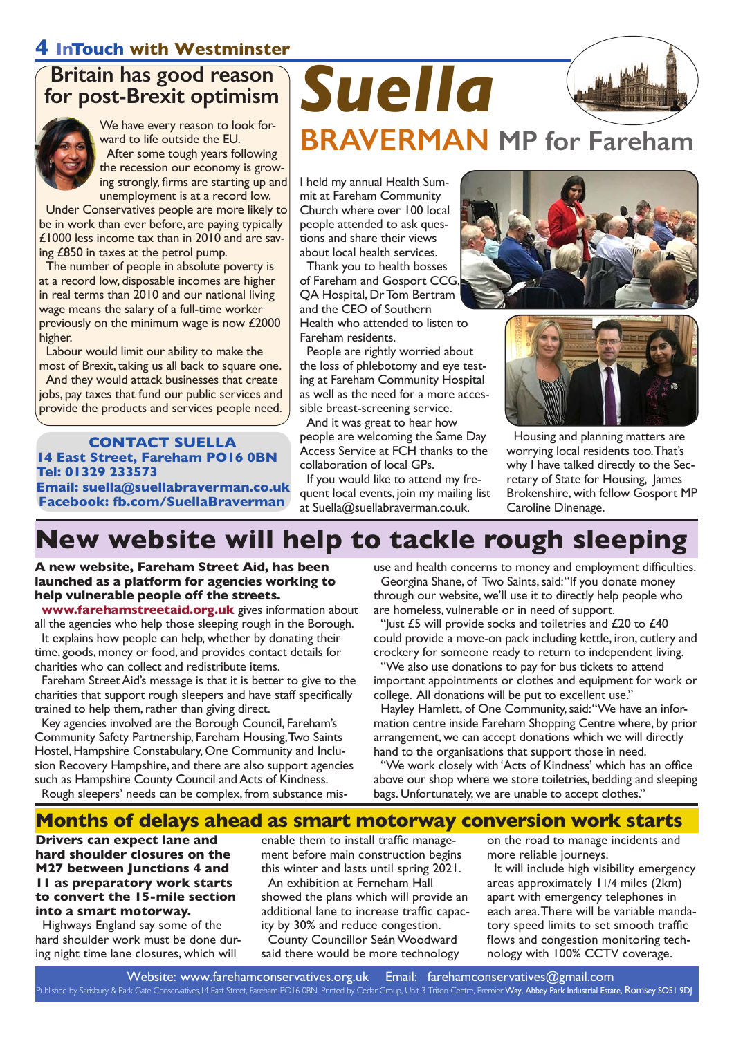## Britain has good reason for post-Brexit optimism

We have every reason to look forward to life outside the EU.

After some tough years following the recession our economy is growing strongly, firms are starting up and unemployment is at a record low.

Under Conservatives people are more likely to be in work than ever before, are paying typically £1000 less income tax than in 2010 and are saving £850 in taxes at the petrol pump.

The number of people in absolute poverty is at a record low, disposable incomes are higher in real terms than 2010 and our national living wage means the salary of a full-time worker previously on the minimum wage is now £2000 higher.

Labour would limit our ability to make the most of Brexit, taking us all back to square one.

And they would attack businesses that create jobs, pay taxes that fund our public services and provide the products and services people need.

**CONTACT SUELLA**
**14 East Street, Fareham PO16 0BN**
**Tel: 01329 233573**
**Email: suella@suellabraverman.co.uk**
**Facebook: fb.com/SuellaBraverman**

# Suella BRAVERMAN MP for Fareham

I held my annual Health Summit at Fareham Community Church where over 100 local people attended to ask questions and share their views about local health services.

Thank you to health bosses of Fareham and Gosport CCG, QA Hospital, Dr Tom Bertram and the CEO of Southern Health who attended to listen to Fareham residents.

People are rightly worried about the loss of phlebotomy and eye testing at Fareham Community Hospital as well as the need for a more accessible breast-screening service.

And it was great to hear how people are welcoming the Same Day Access Service at FCH thanks to the collaboration of local GPs.

If you would like to attend my frequent local events, join my mailing list at Suella@suellabraverman.co.uk.

Housing and planning matters are worrying local residents too. That's why I have talked directly to the Secretary of State for Housing, James Brokenshire, with fellow Gosport MP Caroline Dinenage.

## New website will help to tackle rough sleeping

**A new website, Fareham Street Aid, has been launched as a platform for agencies working to help vulnerable people off the streets.**

**www.farehamstreetaid.org.uk** gives information about all the agencies who help those sleeping rough in the Borough.

It explains how people can help, whether by donating their time, goods, money or food, and provides contact details for charities who can collect and redistribute items.

Fareham Street Aid's message is that it is better to give to the charities that support rough sleepers and have staff specifically trained to help them, rather than giving direct.

Key agencies involved are the Borough Council, Fareham's Community Safety Partnership, Fareham Housing, Two Saints Hostel, Hampshire Constabulary, One Community and Inclusion Recovery Hampshire, and there are also support agencies such as Hampshire County Council and Acts of Kindness.

Rough sleepers' needs can be complex, from substance misuse and health concerns to money and employment difficulties.

Georgina Shane, of Two Saints, said: "If you donate money through our website, we'll use it to directly help people who are homeless, vulnerable or in need of support.

"Just £5 will provide socks and toiletries and £20 to £40 could provide a move-on pack including kettle, iron, cutlery and crockery for someone ready to return to independent living.

"We also use donations to pay for bus tickets to attend important appointments or clothes and equipment for work or college. All donations will be put to excellent use."

Hayley Hamlett, of One Community, said: "We have an information centre inside Fareham Shopping Centre where, by prior arrangement, we can accept donations which we will directly hand to the organisations that support those in need.

"We work closely with 'Acts of Kindness' which has an office above our shop where we store toiletries, bedding and sleeping bags. Unfortunately, we are unable to accept clothes."

## Months of delays ahead as smart motorway conversion work starts

**Drivers can expect lane and hard shoulder closures on the M27 between Junctions 4 and 11 as preparatory work starts to convert the 15-mile section into a smart motorway.**

Highways England say some of the hard shoulder work must be done during night time lane closures, which will enable them to install traffic management before main construction begins this winter and lasts until spring 2021.

An exhibition at Ferneham Hall showed the plans which will provide an additional lane to increase traffic capacity by 30% and reduce congestion.

County Councillor Seán Woodward said there would be more technology on the road to manage incidents and more reliable journeys.

It will include high visibility emergency areas approximately 1 1/4 miles (2km) apart with emergency telephones in each area. There will be variable mandatory speed limits to set smooth traffic flows and congestion monitoring technology with 100% CCTV coverage.

Website: www.farehamconservatives.org.uk Email: farehamconservatives@gmail.com

Published by Sarisbury & Park Gate Conservatives, 14 East Street, Fareham PO16 0BN. Printed by Cedar Group, Unit 3 Triton Centre, Premier Way, Abbey Park Industrial Estate, Romsey SO51 9DJ